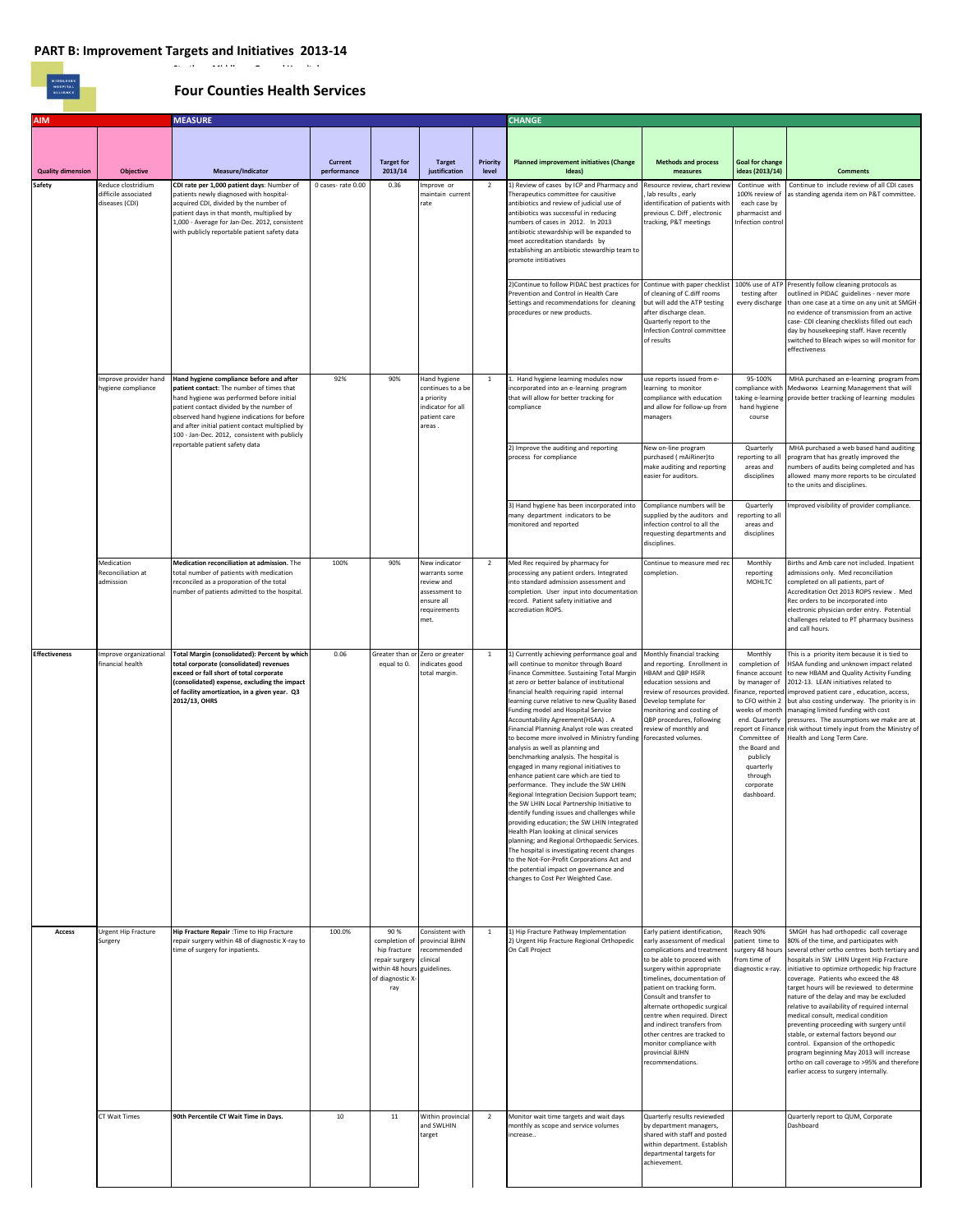# PART B: Improvement Targets and Initiatives 2013-14

## Four Counties Health Services

| AIM | | MEASURE | | | | | CHANGE | | | |
|---|---|---|---|---|---|---|---|---|---|---|
| Quality dimension | Objective | Measure/Indicator | Current performance | Target for 2013/14 | Target justification | Priority level | Planned improvement initiatives (Change Ideas) | Methods and process measures | Goal for change ideas (2013/14) | Comments |
| Safety | Reduce clostridium difficile associated diseases (CDI) | **CDI rate per 1,000 patient days**: Number of patients newly diagnosed with hospital-acquired CDI, divided by the number of patient days in that month, multiplied by 1,000 - Average for Jan-Dec. 2012, consistent with publicly reportable patient safety data | 0 cases- rate 0.00 | 0.36 | Improve or maintain current rate | 2 | 1) Review of cases by ICP and Pharmacy and Therapeutics committee for causitive antibiotics and review of judicial use of antibiotics was successful in reducing numbers of cases in 2012. In 2013 antibiotic stewardship will be expanded to meet accreditation standards by establishing an antibiotic stewardship team to promote intitiatives | Resource review, chart review , lab results , early identification of patients with previous C. Diff , electronic tracking, P&T meetings | Continue with 100% review of each case by pharmacist and Infection control | Continue to include review of all CDI cases as standing agenda item on P&T committee. |
| | | | | | | | 2)Continue to follow PIDAC best practices for Prevention and Control in Health Care Settings and recommendations for cleaning procedures or new products. | Continue with paper checklist of cleaning of C.diff rooms but will add the ATP testing after discharge clean. Quarterly report to the Infection Control committee of results | 100% use of ATP testing after every discharge | Presently follow cleaning protocols as outlined in PIDAC guidelines - never more than one case at a time on any unit at SMGH - no evidence of transmission from an active case- CDI cleaning checklists filled out each day by housekeeping staff. Have recently switched to Bleach wipes so will monitor for effectiveness |
| | Improve provider hand hygiene compliance | **Hand hygiene compliance before and after patient contact**: The number of times that hand hygiene was performed before initial patient contact divided by the number of observed hand hygiene indications for before and after initial patient contact multiplied by 100 - Jan-Dec. 2012, consistent with publicly reportable patient safety data | 92% | 90% | Hand hygiene continues to a be a priority indicator for all patient care areas . | 1 | 1. Hand hygiene learning modules now incorporated into an e-learning program that will allow for better tracking for compliance | use reports issued from e-learning to monitor compliance with education and allow for follow-up from managers | 95-100% compliance with taking e-learning hand hygiene course | MHA purchased an e-learning program from Medworxx Learning Management that will provide better tracking of learning modules |
| | | | | | | | 2) Improve the auditing and reporting process for compliance | New on-line program purchased ( mAiRiner)to make auditing and reporting easier for auditors. | Quarterly reporting to all areas and disciplines | MHA purchased a web based hand auditing program that has greatly improved the numbers of audits being completed and has allowed many more reports to be circulated to the units and disciplines. |
| | | | | | | | 3) Hand hygiene has been incorporated into many department indicators to be monitored and reported | Compliance numbers will be supplied by the auditors and infection control to all the requesting departments and disciplines. | Quarterly reporting to all areas and disciplines | Improved visibility of provider compliance. |
| | Medication Reconciliation at admission | **Medication reconciliation at admission.** The total number of patients with medication reconciled as a proportion of the total number of patients admitted to the hospital. | 100% | 90% | New indicator warrants some review and assessment to ensure all requirements met. | 2 | Med Rec required by pharmacy for processing any patient orders. Integrated into standard admission assessment and completion. User input into documentation record. Patient safety initiative and accreditation ROPS. | Continue to measure med rec completion. | Monthly reporting MOHLTC | Births and Amb care not included. Inpatient admissions only. Med reconciliation completed on all patients, part of Accreditation Oct 2013 ROPS review . Med Rec orders to be incorporated into electronic physician order entry. Potential challenges related to PT pharmacy business and call hours. |
| Effectiveness | Improve organizational financial health | **Total Margin (consolidated): Percent by which total corporate (consolidated) revenues exceed or fall short of total corporate (consolidated) expense, excluding the impact of facility amortization, in a given year. Q3 2012/13, OHRS** | 0.06 | Greater than or equal to 0. | Zero or greater indicates good total margin. | 1 | 1) Currently achieving performance goal and will continue to monitor through Board Finance Committee. Sustaining Total Margin at zero or better balance of institutional financial health requiring rapid internal learning curve relative to new Quality Based Funding model and Hospital Service Accountability Agreement(HSAA) . A Financial Planning Analyst role was created to become more involved in Ministry funding analysis as well as planning and benchmarking analysis. The hospital is engaged in many regional initiatives to enhance patient care which are tied to performance. They include the SW LHIN Regional Integration Decision Support team; the SW LHIN Local Partnership Initiative to identify funding issues and challenges while providing education; the SW LHIN Integrated Health Plan looking at clinical services planning; and Regional Orthopaedic Services. The hospital is investigating recent changes to the Not-For-Profit Corporations Act and the potential impact on governance and changes to Cost Per Weighted Case. | Monthly financial tracking and reporting. Enrollment in HBAM and QBP HSFR education sessions and review of resources provided. Develop template for monitoring and costing of QBP procedures, following review of monthly and forecasted volumes. | Monthly completion of finance account by manager of finance, reported to CFO within 2 weeks of month end. Quarterly report at Finance Committee of the Board and publicly quarterly through corporate dashboard. | This is a priority item because it is tied to HSAA funding and unknown impact related to new HBAM and Quality Activity Funding 2012-13. LEAN initiatives related to improved patient care , education, access, but also costing underway. The priority is in managing limited funding with cost pressures. The assumptions we make are at risk without timely input from the Ministry of Health and Long Term Care. |
| Access | Urgent Hip Fracture Surgery | **Hip Fracture Repair** :Time to Hip Fracture repair surgery within 48 of diagnostic X-ray to time of surgery for inpatients. | 100.0% | 90 % completion of hip fracture repair surgery within 48 hours of diagnostic X-ray | Consistent with provincial BJHN recommended clinical guidelines. | 1 | 1) Hip Fracture Pathway Implementation 2) Urgent Hip Fracture Regional Orthopedic On Call Project | Early patient identification, early assessment of medical complications and treatment to be able to proceed with surgery within appropriate timelines, documentation of patient on tracking form. Consult and transfer to alternate orthopedic surgical centre when required. Direct and indirect transfers from other centres are tracked to monitor compliance with provincial BJHN recommendations. | Reach 90% patient time to surgery 48 hours from time of diagnostic x-ray. | SMGH has had orthopedic call coverage 80% of the time, and participates with several other ortho centres both tertiary and hospitals in SW LHIN Urgent Hip Fracture initiative to optimize orthopedic hip fracture coverage. Patients who exceed the 48 target hours will be reviewed to determine nature of the delay and may be excluded relative to availability of required internal medical consult, medical condition preventing proceeding with surgery until stable, or external factors beyond our control. Expansion of the orthopedic program beginning May 2013 will increase ortho on call coverage to >95% and therefore earlier access to surgery internally. |
| | CT Wait Times | **90th Percentile CT Wait Time in Days.** | 10 | 11 | Within provincial and SWLHIN target | 2 | Monitor wait time targets and wait days monthly as scope and service volumes increase.. | Quarterly results reviewed by department managers, shared with staff and posted within department. Establish departmental targets for achievement. | | Quarterly report to QUM, Corporate Dashboard |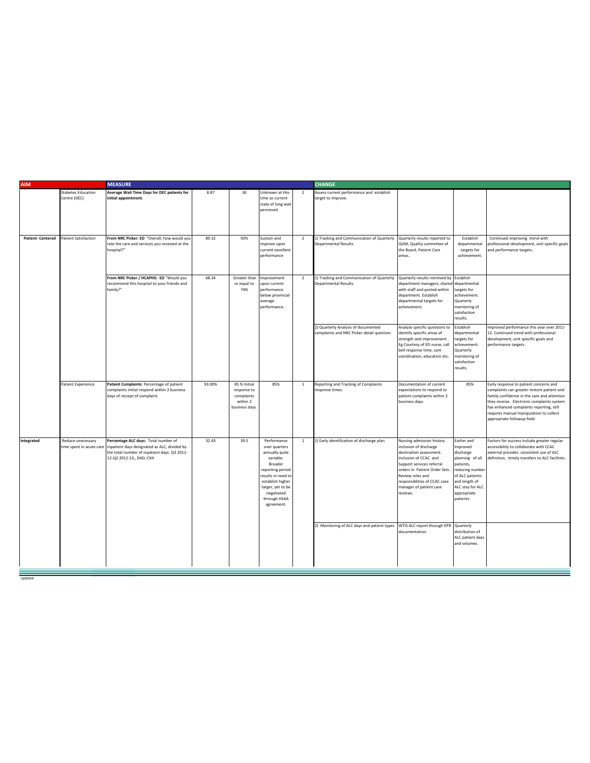| AIM | | MEASURE | | | | | CHANGE | | | |
|---|---|---|---|---|---|---|---|---|---|---|
| | Diabetes Education Centre (DEC) | **Average Wait Time Days for DEC patients for initial appointment.** | 8.87 | 30 | Unknown at this time as current state of long wait percieved. | 2 | Assess current performance and establish target to improve. | | | |
| **Patient- Centered** | Patient Satisfaction | **From NRC Picker: ED** "Overall, how would you rate the care and services you received at the hospital?" | 89.32 | 93% | Sustain and improve upon current excellent performance | 2 | 1) Tracking and Communication of Quarterly Departmental Results | Quarterly results reported to QUM, Quality committee of the Board, Patient Care areas.. | Establish departmental targets for achievement. | Continued improving trend with professional development, unit specific goals and performance targets. |
| | | **From NRC Picker / HCAPHS: ED** "Would you recommend this hospital to your friends and family?" | 68.34 | Greater than or equal to 74% | Improvement upon current performance below provincial average performance. | 2 | 1) Tracking and Communication of Quarterly Departmental Results | Quarterly results retrieved by department managers, shared with staff and posted within department. Establish departmental targets for achievement. | Establish departmental targets for achievement. Quarterly monitoring of satisfaction results. | |
| | | | | | | | 2) Quarterly Analysis of documented complaints and NRC Picker detail question. | Analyze specific questions to identify specific areas of strength and improvement . Eg Courtesy of ED nurse, call bell response time, care coordination, education etc. | Establish departmental targets for achievement. Quarterly monitoring of satisfaction results. | Improved performance this year over 2011-12. Continued trend with professional development, unit specific goals and performance targets. |
| | Patient Experience | **Patient Complaints:** Percentage of patient complaints initial respond within 2 business days of reciept of complaint. | 93.00% | 85 % Initial response to complaints within 2 business days. | 85% | 1 | Reporting and Tracking of Complaints response times. | Documentation of current expectations to respond to patient complaints within 2 business days. | 85% | Early response to patient concerns and complaints can greater restore patient and family confidence in the care and attention they receive. Electronic complaints system has enhanced complaints reporting, still requires manual manipulation to collect appropriate followup field. |
| **Integrated** | Reduce unecessary time spent in acute care | **Percentage ALC days:** Total number of inpatient days designated as ALC, divided by the total number of inpatient days. Q3 2011-12-Q2 2012-13;, DAD, CIHI | 32.43 | 39.5 | Performance over quarters annually quite variable. Broader reporting period results in need to establish higher targer, yet to be negotiated through HSAA agreement. | 1 | 1) Early identification of discharge plan | Nursing admission history inclusion of discharge destination assessment. Inclusion of CCAC and Support services referral orders in Patient Order Sets . Review roles and responsiblities of CCAC case manager of patient case reviews. | Earlier and Improved discharge planning of all patients, reducing number of ALC patients and length of ALC stay for ALC appropriate patients. | Factors for success include greater regular accessibility to collaborate with CCAC external provider, consistent use of ALC definition, timely transfers to ALC facilities. |
| | | | | | | | 2) Monitoring of ALC days and patient types | WTIS ALC report through EPR documentation. | Quarterly distribution of ALC patient days and volumes. | |

Update